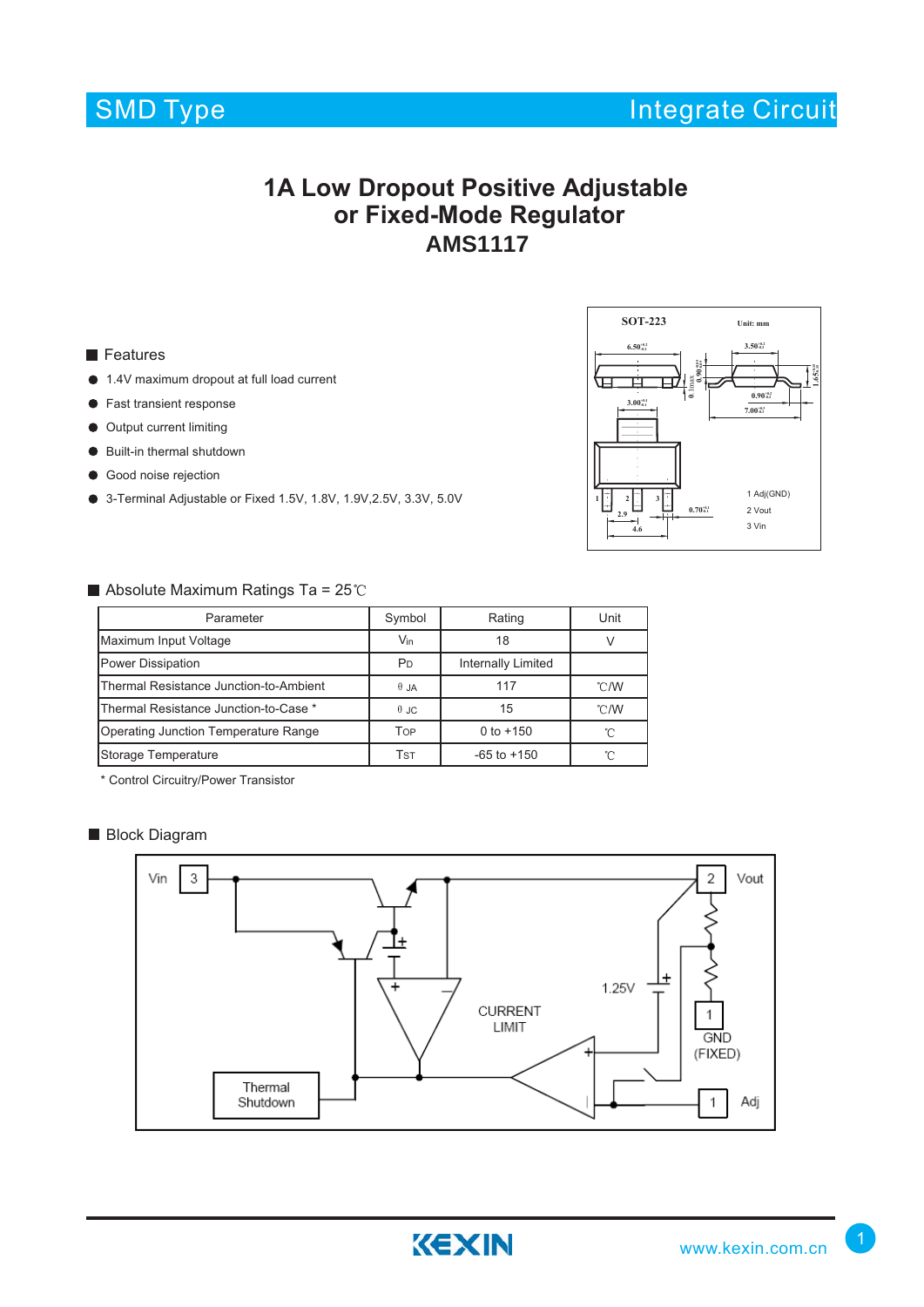SMD Type

Integrate Circuit

# 1A Low Dropout Positive Adjustable or Fixed-Mode Regulator
# AMS1117

## Features

- 1.4V maximum dropout at full load current
- Fast transient response
- Output current limiting
- Built-in thermal shutdown
- Good noise rejection
- 3-Terminal Adjustable or Fixed 1.5V, 1.8V, 1.9V,2.5V, 3.3V, 5.0V

SOT-223 Unit: mm

1 Adj(GND)
2 Vout
3 Vin

## Absolute Maximum Ratings Ta = 25℃

| Parameter | Symbol | Rating | Unit |
|---|---|---|---|
| Maximum Input Voltage | $V_{in}$ | 18 | V |
| Power Dissipation | $P_D$ | Internally Limited | |
| Thermal Resistance Junction-to-Ambient | $\theta_{JA}$ | 117 | ℃/W |
| Thermal Resistance Junction-to-Case * | $\theta_{JC}$ | 15 | ℃/W |
| Operating Junction Temperature Range | $T_{OP}$ | 0 to +150 | ℃ |
| Storage Temperature | $T_{ST}$ | -65 to +150 | ℃ |

\* Control Circuitry/Power Transistor

## Block Diagram

Vin 3, 2 Vout, 1.25V, CURRENT LIMIT, 1 GND (FIXED), Thermal Shutdown, 1 Adj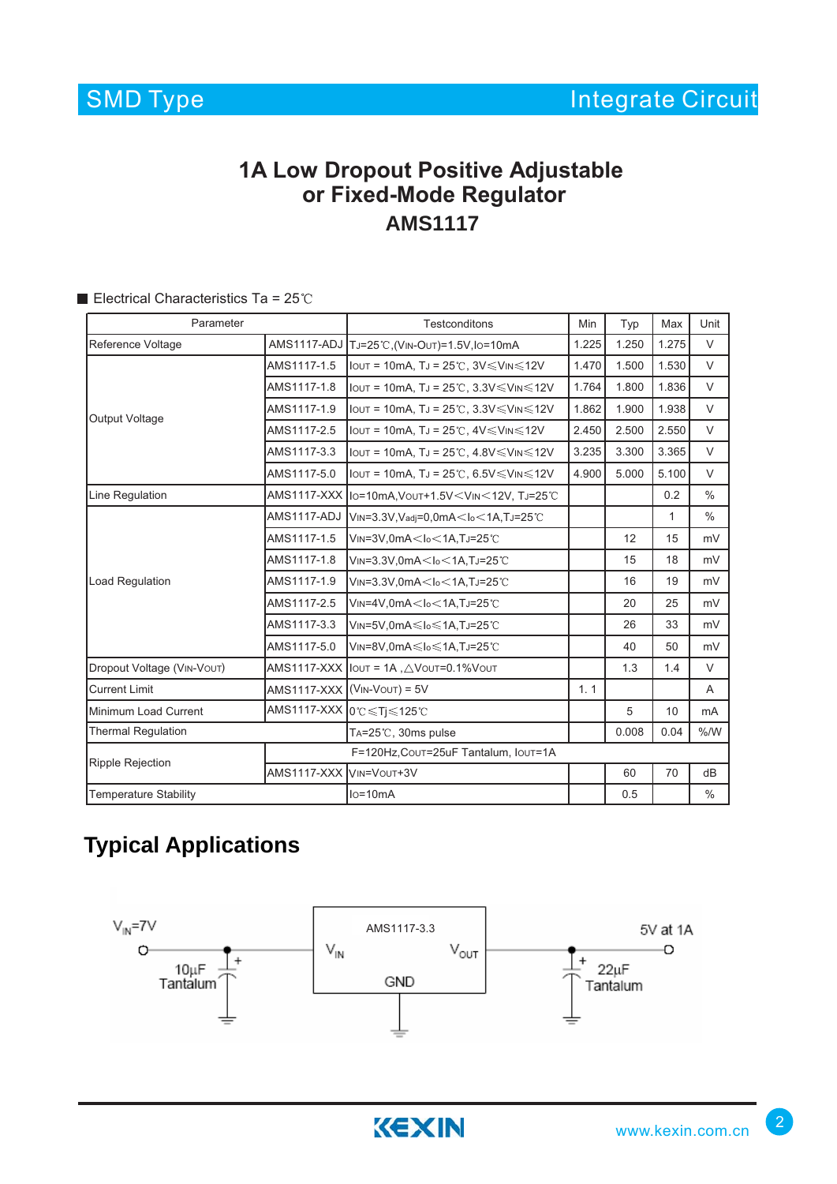# 1A Low Dropout Positive Adjustable or Fixed-Mode Regulator

## AMS1117

■ Electrical Characteristics Ta = 25℃

| Parameter | | Testconditons | Min | Typ | Max | Unit |
|---|---|---|---|---|---|---|
| Reference Voltage | AMS1117-ADJ | $T_J$=25℃,($V_{IN}$-$V_{OUT}$)=1.5V,$I_O$=10mA | 1.225 | 1.250 | 1.275 | V |
| Output Voltage | AMS1117-1.5 | $I_{OUT}$ = 10mA, $T_J$ = 25℃, 3V≤$V_{IN}$≤12V | 1.470 | 1.500 | 1.530 | V |
| | AMS1117-1.8 | $I_{OUT}$ = 10mA, $T_J$ = 25℃, 3.3V≤$V_{IN}$≤12V | 1.764 | 1.800 | 1.836 | V |
| | AMS1117-1.9 | $I_{OUT}$ = 10mA, $T_J$ = 25℃, 3.3V≤$V_{IN}$≤12V | 1.862 | 1.900 | 1.938 | V |
| | AMS1117-2.5 | $I_{OUT}$ = 10mA, $T_J$ = 25℃, 4V≤$V_{IN}$≤12V | 2.450 | 2.500 | 2.550 | V |
| | AMS1117-3.3 | $I_{OUT}$ = 10mA, $T_J$ = 25℃, 4.8V≤$V_{IN}$≤12V | 3.235 | 3.300 | 3.365 | V |
| | AMS1117-5.0 | $I_{OUT}$ = 10mA, $T_J$ = 25℃, 6.5V≤$V_{IN}$≤12V | 4.900 | 5.000 | 5.100 | V |
| Line Regulation | AMS1117-XXX | $I_O$=10mA,$V_{OUT}$+1.5V<$V_{IN}$<12V, $T_J$=25℃ | | | 0.2 | % |
| Load Regulation | AMS1117-ADJ | $V_{IN}$=3.3V,$V_{adj}$=0,0mA<$I_O$<1A,$T_J$=25℃ | | | 1 | % |
| | AMS1117-1.5 | $V_{IN}$=3V,0mA<$I_O$<1A,$T_J$=25℃ | | 12 | 15 | mV |
| | AMS1117-1.8 | $V_{IN}$=3.3V,0mA<$I_O$<1A,$T_J$=25℃ | | 15 | 18 | mV |
| | AMS1117-1.9 | $V_{IN}$=3.3V,0mA<$I_O$<1A,$T_J$=25℃ | | 16 | 19 | mV |
| | AMS1117-2.5 | $V_{IN}$=4V,0mA<$I_O$<1A,$T_J$=25℃ | | 20 | 25 | mV |
| | AMS1117-3.3 | $V_{IN}$=5V,0mA≤$I_O$≤1A,$T_J$=25℃ | | 26 | 33 | mV |
| | AMS1117-5.0 | $V_{IN}$=8V,0mA≤$I_O$≤1A,$T_J$=25℃ | | 40 | 50 | mV |
| Dropout Voltage ($V_{IN}$-$V_{OUT}$) | AMS1117-XXX | $I_{OUT}$ = 1A ,△$V_{OUT}$=0.1%$V_{OUT}$ | | 1.3 | 1.4 | V |
| Current Limit | AMS1117-XXX | ($V_{IN}$-$V_{OUT}$) = 5V | 1. 1 | | | A |
| Minimum Load Current | AMS1117-XXX | 0℃≤Tj≤125℃ | | 5 | 10 | mA |
| Thermal Regulation | | $T_A$=25℃, 30ms pulse | | 0.008 | 0.04 | %/W |
| Ripple Rejection | | F=120Hz,$C_{OUT}$=25uF Tantalum, $I_{OUT}$=1A | | | | |
| | AMS1117-XXX | $V_{IN}$=$V_{OUT}$+3V | | 60 | 70 | dB |
| Temperature Stability | | $I_O$=10mA | | 0.5 | | % |

## Typical Applications

$V_{IN}$=7V

10μF Tantalum

AMS1117-3.3

$V_{IN}$

$V_{OUT}$

GND

5V at 1A

22μF Tantalum